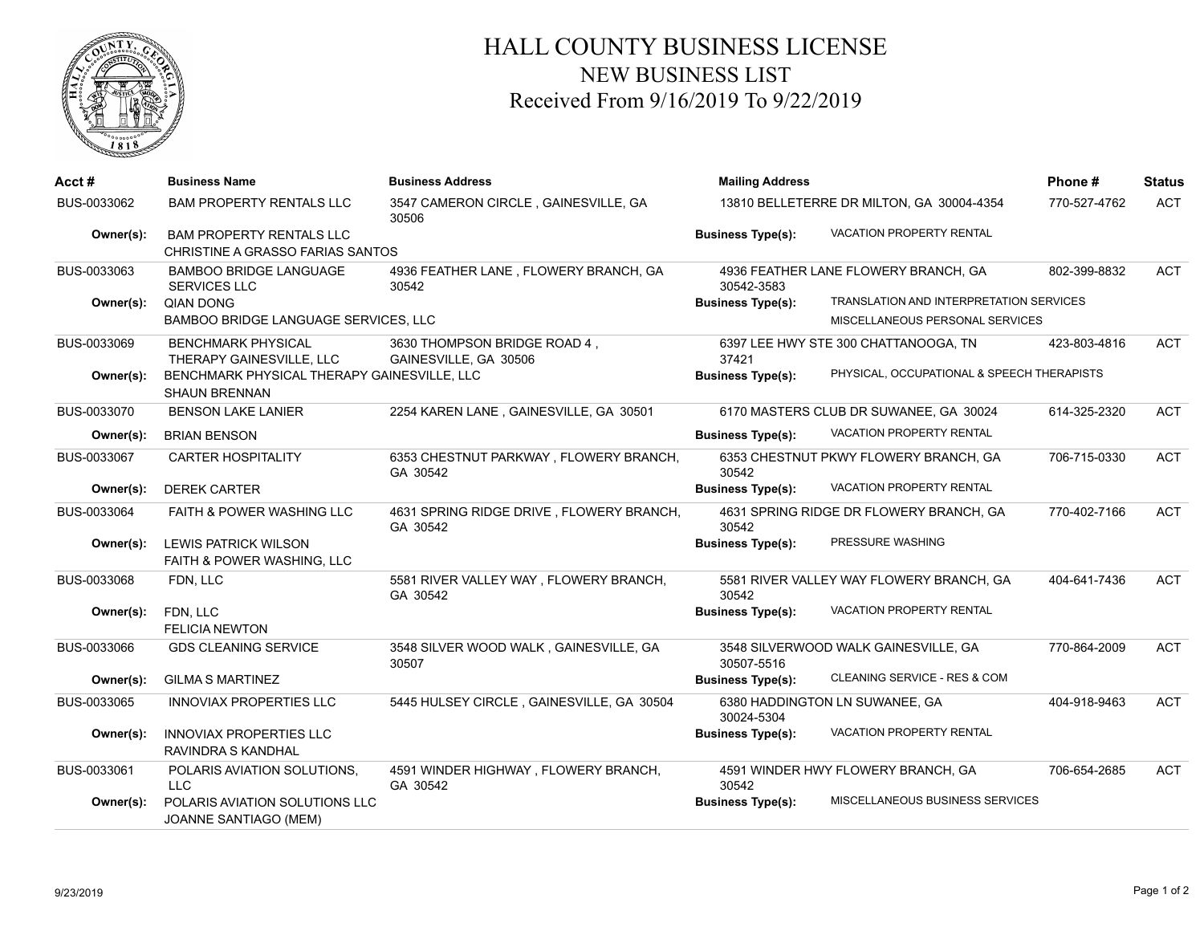# HALL COUNTY BUSINESS LICENSE
## NEW BUSINESS LIST
### Received From 9/16/2019 To 9/22/2019

| Acct # | Business Name | Business Address | Mailing Address | Phone # | Status |
|---|---|---|---|---|---|
| BUS-0033062 | BAM PROPERTY RENTALS LLC | 3547 CAMERON CIRCLE , GAINESVILLE, GA 30506 | 13810 BELLETERRE DR MILTON, GA 30004-4354 | 770-527-4762 | ACT |
| **Owner(s):** | BAM PROPERTY RENTALS LLC<br>CHRISTINE A GRASSO FARIAS SANTOS | | **Business Type(s):** VACATION PROPERTY RENTAL | | |
| BUS-0033063 | BAMBOO BRIDGE LANGUAGE SERVICES LLC | 4936 FEATHER LANE , FLOWERY BRANCH, GA 30542 | 4936 FEATHER LANE FLOWERY BRANCH, GA 30542-3583 | 802-399-8832 | ACT |
| **Owner(s):** | QIAN DONG<br>BAMBOO BRIDGE LANGUAGE SERVICES, LLC | | **Business Type(s):** TRANSLATION AND INTERPRETATION SERVICES<br>MISCELLANEOUS PERSONAL SERVICES | | |
| BUS-0033069 | BENCHMARK PHYSICAL THERAPY GAINESVILLE, LLC | 3630 THOMPSON BRIDGE ROAD 4 , GAINESVILLE, GA 30506 | 6397 LEE HWY STE 300 CHATTANOOGA, TN 37421 | 423-803-4816 | ACT |
| **Owner(s):** | BENCHMARK PHYSICAL THERAPY GAINESVILLE, LLC<br>SHAUN BRENNAN | | **Business Type(s):** PHYSICAL, OCCUPATIONAL & SPEECH THERAPISTS | | |
| BUS-0033070 | BENSON LAKE LANIER | 2254 KAREN LANE , GAINESVILLE, GA 30501 | 6170 MASTERS CLUB DR SUWANEE, GA 30024 | 614-325-2320 | ACT |
| **Owner(s):** | BRIAN BENSON | | **Business Type(s):** VACATION PROPERTY RENTAL | | |
| BUS-0033067 | CARTER HOSPITALITY | 6353 CHESTNUT PARKWAY , FLOWERY BRANCH, GA 30542 | 6353 CHESTNUT PKWY FLOWERY BRANCH, GA 30542 | 706-715-0330 | ACT |
| **Owner(s):** | DEREK CARTER | | **Business Type(s):** VACATION PROPERTY RENTAL | | |
| BUS-0033064 | FAITH & POWER WASHING LLC | 4631 SPRING RIDGE DRIVE , FLOWERY BRANCH, GA 30542 | 4631 SPRING RIDGE DR FLOWERY BRANCH, GA 30542 | 770-402-7166 | ACT |
| **Owner(s):** | LEWIS PATRICK WILSON<br>FAITH & POWER WASHING, LLC | | **Business Type(s):** PRESSURE WASHING | | |
| BUS-0033068 | FDN, LLC | 5581 RIVER VALLEY WAY , FLOWERY BRANCH, GA 30542 | 5581 RIVER VALLEY WAY FLOWERY BRANCH, GA 30542 | 404-641-7436 | ACT |
| **Owner(s):** | FDN, LLC<br>FELICIA NEWTON | | **Business Type(s):** VACATION PROPERTY RENTAL | | |
| BUS-0033066 | GDS CLEANING SERVICE | 3548 SILVER WOOD WALK , GAINESVILLE, GA 30507 | 3548 SILVERWOOD WALK GAINESVILLE, GA 30507-5516 | 770-864-2009 | ACT |
| **Owner(s):** | GILMA S MARTINEZ | | **Business Type(s):** CLEANING SERVICE - RES & COM | | |
| BUS-0033065 | INNOVIAX PROPERTIES LLC | 5445 HULSEY CIRCLE , GAINESVILLE, GA 30504 | 6380 HADDINGTON LN SUWANEE, GA 30024-5304 | 404-918-9463 | ACT |
| **Owner(s):** | INNOVIAX PROPERTIES LLC<br>RAVINDRA S KANDHAL | | **Business Type(s):** VACATION PROPERTY RENTAL | | |
| BUS-0033061 | POLARIS AVIATION SOLUTIONS, LLC | 4591 WINDER HIGHWAY , FLOWERY BRANCH, GA 30542 | 4591 WINDER HWY FLOWERY BRANCH, GA 30542 | 706-654-2685 | ACT |
| **Owner(s):** | POLARIS AVIATION SOLUTIONS LLC<br>JOANNE SANTIAGO (MEM) | | **Business Type(s):** MISCELLANEOUS BUSINESS SERVICES | | |

9/23/2019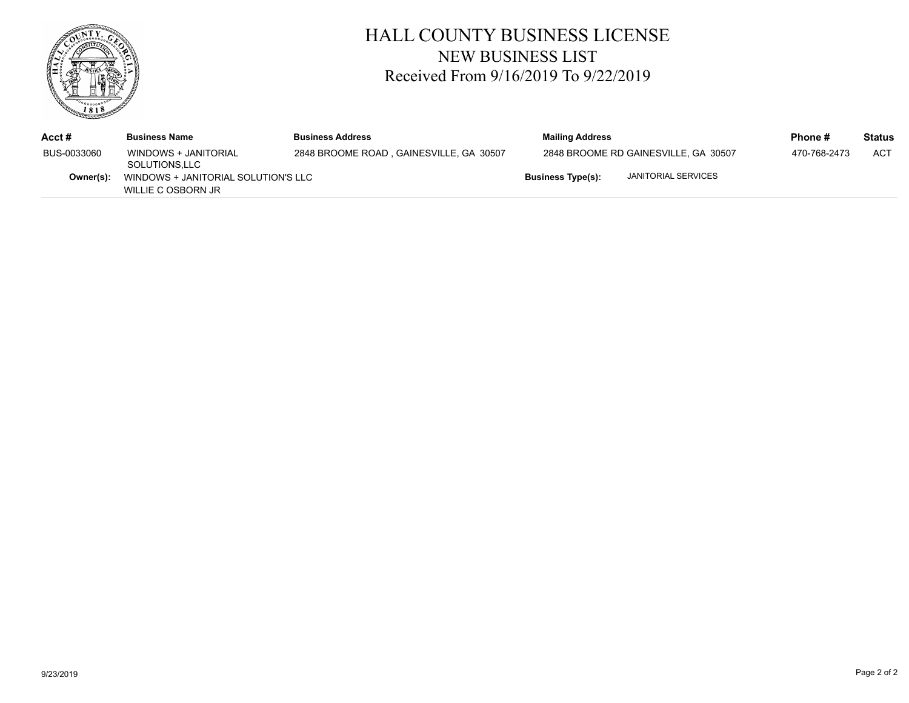# HALL COUNTY BUSINESS LICENSE
## NEW BUSINESS LIST
## Received From 9/16/2019 To 9/22/2019

| Acct # | Business Name | Business Address | Mailing Address | Phone # | Status |
|---|---|---|---|---|---|
| BUS-0033060 | WINDOWS + JANITORIAL SOLUTIONS,LLC | 2848 BROOME ROAD , GAINESVILLE, GA 30507 | 2848 BROOME RD GAINESVILLE, GA 30507 | 470-768-2473 | ACT |
| **Owner(s):** | WINDOWS + JANITORIAL SOLUTION'S LLC<br>WILLIE C OSBORN JR | | **Business Type(s):** JANITORIAL SERVICES | | |

9/23/2019